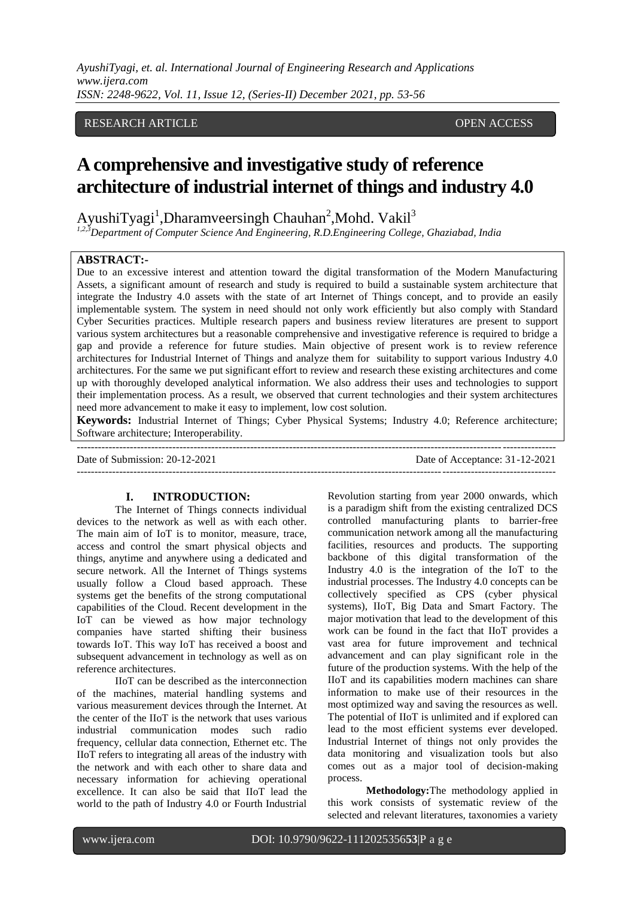RESEARCH ARTICLE OPEN ACCESS

# A comprehensive and investigative study of reference architecture of industrial internet of things and industry 4.0

AyushiTyagi[1],Dharamveersingh Chauhan[2],Mohd. Vakil[3]

[1,2,3]*Department of Computer Science And Engineering, R.D.Engineering College, Ghaziabad, India*

**ABSTRACT:-**

Due to an excessive interest and attention toward the digital transformation of the Modern Manufacturing Assets, a significant amount of research and study is required to build a sustainable system architecture that integrate the Industry 4.0 assets with the state of art Internet of Things concept, and to provide an easily implementable system. The system in need should not only work efficiently but also comply with Standard Cyber Securities practices. Multiple research papers and business review literatures are present to support various system architectures but a reasonable comprehensive and investigative reference is required to bridge a gap and provide a reference for future studies. Main objective of present work is to review reference architectures for Industrial Internet of Things and analyze them for suitability to support various Industry 4.0 architectures. For the same we put significant effort to review and research these existing architectures and come up with thoroughly developed analytical information. We also address their uses and technologies to support their implementation process. As a result, we observed that current technologies and their system architectures need more advancement to make it easy to implement, low cost solution.

**Keywords:** Industrial Internet of Things; Cyber Physical Systems; Industry 4.0; Reference architecture; Software architecture; Interoperability.

---

Date of Submission: 20-12-2021 Date of Acceptance: 31-12-2021

---

## I. INTRODUCTION:

The Internet of Things connects individual devices to the network as well as with each other. The main aim of IoT is to monitor, measure, trace, access and control the smart physical objects and things, anytime and anywhere using a dedicated and secure network. All the Internet of Things systems usually follow a Cloud based approach. These systems get the benefits of the strong computational capabilities of the Cloud. Recent development in the IoT can be viewed as how major technology companies have started shifting their business towards IoT. This way IoT has received a boost and subsequent advancement in technology as well as on reference architectures.

IIoT can be described as the interconnection of the machines, material handling systems and various measurement devices through the Internet. At the center of the IIoT is the network that uses various industrial communication modes such radio frequency, cellular data connection, Ethernet etc. The IIoT refers to integrating all areas of the industry with the network and with each other to share data and necessary information for achieving operational excellence. It can also be said that IIoT lead the world to the path of Industry 4.0 or Fourth Industrial Revolution starting from year 2000 onwards, which is a paradigm shift from the existing centralized DCS controlled manufacturing plants to barrier-free communication network among all the manufacturing facilities, resources and products. The supporting backbone of this digital transformation of the Industry 4.0 is the integration of the IoT to the industrial processes. The Industry 4.0 concepts can be collectively specified as CPS (cyber physical systems), IIoT, Big Data and Smart Factory. The major motivation that lead to the development of this work can be found in the fact that IIoT provides a vast area for future improvement and technical advancement and can play significant role in the future of the production systems. With the help of the IIoT and its capabilities modern machines can share information to make use of their resources in the most optimized way and saving the resources as well. The potential of IIoT is unlimited and if explored can lead to the most efficient systems ever developed. Industrial Internet of things not only provides the data monitoring and visualization tools but also comes out as a major tool of decision-making process.

**Methodology:**The methodology applied in this work consists of systematic review of the selected and relevant literatures, taxonomies a variety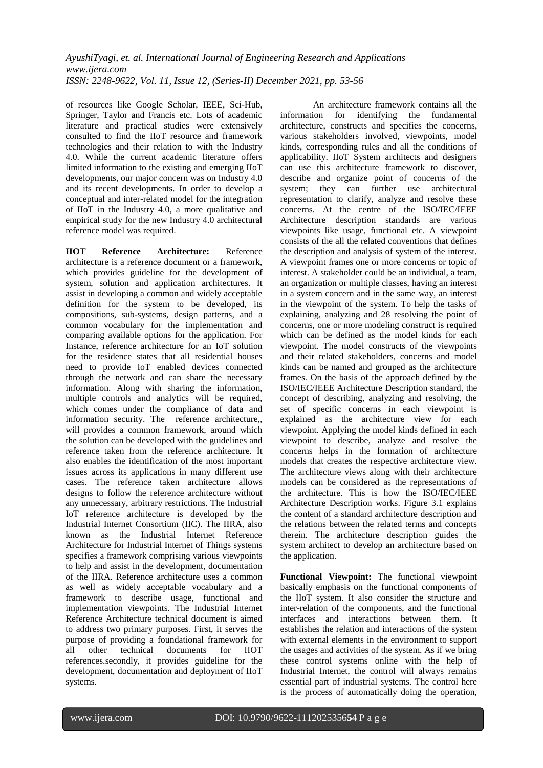of resources like Google Scholar, IEEE, Sci-Hub, Springer, Taylor and Francis etc. Lots of academic literature and practical studies were extensively consulted to find the IIoT resource and framework technologies and their relation to with the Industry 4.0. While the current academic literature offers limited information to the existing and emerging IIoT developments, our major concern was on Industry 4.0 and its recent developments. In order to develop a conceptual and inter-related model for the integration of IIoT in the Industry 4.0, a more qualitative and empirical study for the new Industry 4.0 architectural reference model was required.

**IIOT Reference Architecture:** Reference architecture is a reference document or a framework, which provides guideline for the development of system, solution and application architectures. It assist in developing a common and widely acceptable definition for the system to be developed, its compositions, sub-systems, design patterns, and a common vocabulary for the implementation and comparing available options for the application. For Instance, reference architecture for an IoT solution for the residence states that all residential houses need to provide IoT enabled devices connected through the network and can share the necessary information. Along with sharing the information, multiple controls and analytics will be required, which comes under the compliance of data and information security. The reference architecture,, will provides a common framework, around which the solution can be developed with the guidelines and reference taken from the reference architecture. It also enables the identification of the most important issues across its applications in many different use cases. The reference taken architecture allows designs to follow the reference architecture without any unnecessary, arbitrary restrictions. The Industrial IoT reference architecture is developed by the Industrial Internet Consortium (IIC). The IIRA, also known as the Industrial Internet Reference Architecture for Industrial Internet of Things systems specifies a framework comprising various viewpoints to help and assist in the development, documentation of the IIRA. Reference architecture uses a common as well as widely acceptable vocabulary and a framework to describe usage, functional and implementation viewpoints. The Industrial Internet Reference Architecture technical document is aimed to address two primary purposes. First, it serves the purpose of providing a foundational framework for all other technical documents for IIOT references.secondly, it provides guideline for the development, documentation and deployment of IIoT systems.

An architecture framework contains all the information for identifying the fundamental architecture, constructs and specifies the concerns, various stakeholders involved, viewpoints, model kinds, corresponding rules and all the conditions of applicability. IIoT System architects and designers can use this architecture framework to discover, describe and organize point of concerns of the system; they can further use architectural representation to clarify, analyze and resolve these concerns. At the centre of the ISO/IEC/IEEE Architecture description standards are various viewpoints like usage, functional etc. A viewpoint consists of the all the related conventions that defines the description and analysis of system of the interest. A viewpoint frames one or more concerns or topic of interest. A stakeholder could be an individual, a team, an organization or multiple classes, having an interest in a system concern and in the same way, an interest in the viewpoint of the system. To help the tasks of explaining, analyzing and 28 resolving the point of concerns, one or more modeling construct is required which can be defined as the model kinds for each viewpoint. The model constructs of the viewpoints and their related stakeholders, concerns and model kinds can be named and grouped as the architecture frames. On the basis of the approach defined by the ISO/IEC/IEEE Architecture Description standard, the concept of describing, analyzing and resolving, the set of specific concerns in each viewpoint is explained as the architecture view for each viewpoint. Applying the model kinds defined in each viewpoint to describe, analyze and resolve the concerns helps in the formation of architecture models that creates the respective architecture view. The architecture views along with their architecture models can be considered as the representations of the architecture. This is how the ISO/IEC/IEEE Architecture Description works. Figure 3.1 explains the content of a standard architecture description and the relations between the related terms and concepts therein. The architecture description guides the system architect to develop an architecture based on the application.

**Functional Viewpoint:** The functional viewpoint basically emphasis on the functional components of the IIoT system. It also consider the structure and inter-relation of the components, and the functional interfaces and interactions between them. It establishes the relation and interactions of the system with external elements in the environment to support the usages and activities of the system. As if we bring these control systems online with the help of Industrial Internet, the control will always remains essential part of industrial systems. The control here is the process of automatically doing the operation,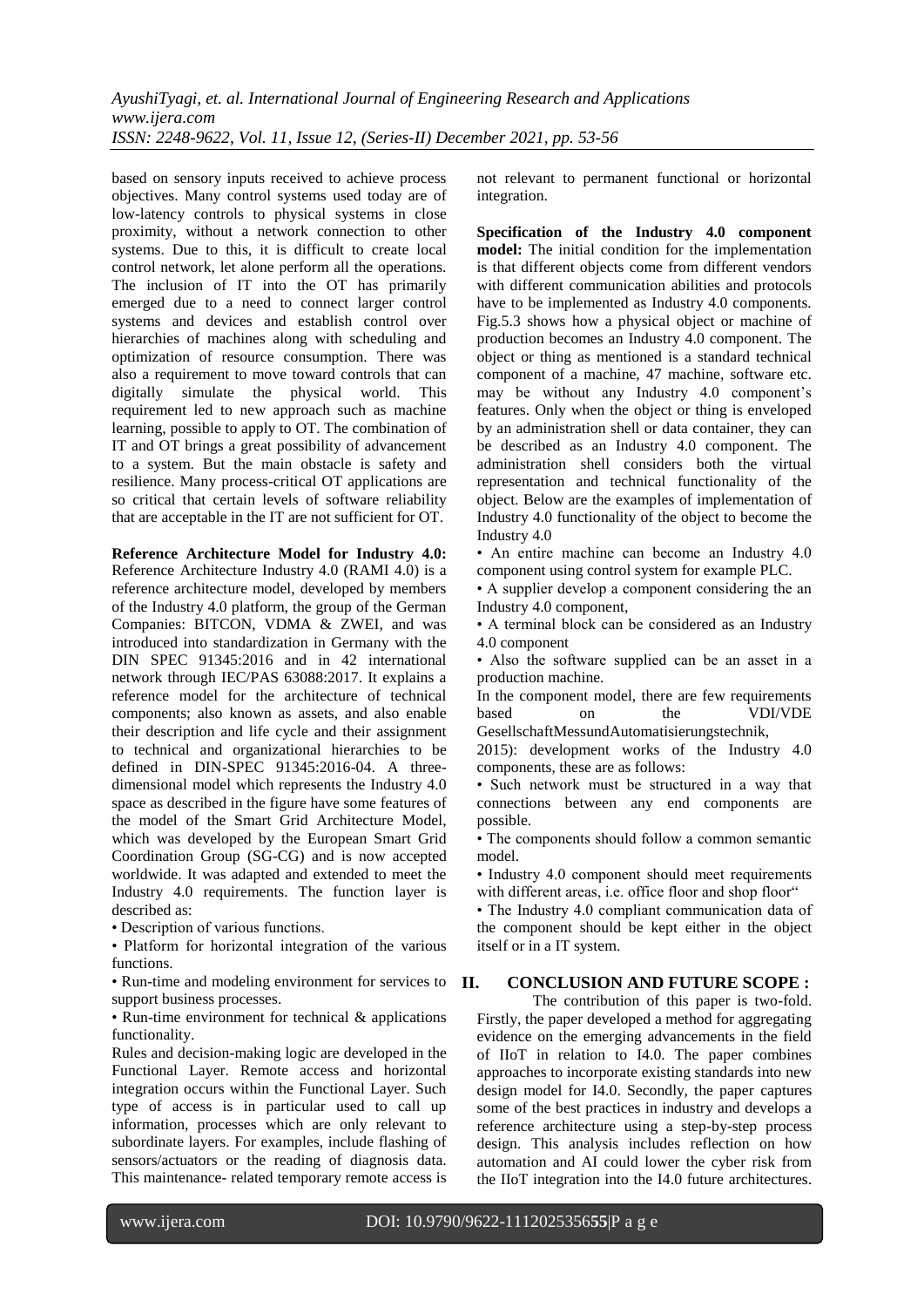based on sensory inputs received to achieve process objectives. Many control systems used today are of low-latency controls to physical systems in close proximity, without a network connection to other systems. Due to this, it is difficult to create local control network, let alone perform all the operations. The inclusion of IT into the OT has primarily emerged due to a need to connect larger control systems and devices and establish control over hierarchies of machines along with scheduling and optimization of resource consumption. There was also a requirement to move toward controls that can digitally simulate the physical world. This requirement led to new approach such as machine learning, possible to apply to OT. The combination of IT and OT brings a great possibility of advancement to a system. But the main obstacle is safety and resilience. Many process-critical OT applications are so critical that certain levels of software reliability that are acceptable in the IT are not sufficient for OT.

**Reference Architecture Model for Industry 4.0:** Reference Architecture Industry 4.0 (RAMI 4.0) is a reference architecture model, developed by members of the Industry 4.0 platform, the group of the German Companies: BITCON, VDMA & ZWEI, and was introduced into standardization in Germany with the DIN SPEC 91345:2016 and in 42 international network through IEC/PAS 63088:2017. It explains a reference model for the architecture of technical components; also known as assets, and also enable their description and life cycle and their assignment to technical and organizational hierarchies to be defined in DIN-SPEC 91345:2016-04. A three-dimensional model which represents the Industry 4.0 space as described in the figure have some features of the model of the Smart Grid Architecture Model, which was developed by the European Smart Grid Coordination Group (SG-CG) and is now accepted worldwide. It was adapted and extended to meet the Industry 4.0 requirements. The function layer is described as:

- Description of various functions.
- Platform for horizontal integration of the various functions.
- Run-time and modeling environment for services to support business processes.
- Run-time environment for technical & applications functionality.

Rules and decision-making logic are developed in the Functional Layer. Remote access and horizontal integration occurs within the Functional Layer. Such type of access is in particular used to call up information, processes which are only relevant to subordinate layers. For examples, include flashing of sensors/actuators or the reading of diagnosis data. This maintenance- related temporary remote access is not relevant to permanent functional or horizontal integration.

**Specification of the Industry 4.0 component model:** The initial condition for the implementation is that different objects come from different vendors with different communication abilities and protocols have to be implemented as Industry 4.0 components. Fig.5.3 shows how a physical object or machine of production becomes an Industry 4.0 component. The object or thing as mentioned is a standard technical component of a machine, 47 machine, software etc. may be without any Industry 4.0 component's features. Only when the object or thing is enveloped by an administration shell or data container, they can be described as an Industry 4.0 component. The administration shell considers both the virtual representation and technical functionality of the object. Below are the examples of implementation of Industry 4.0 functionality of the object to become the Industry 4.0

- An entire machine can become an Industry 4.0 component using control system for example PLC.
- A supplier develop a component considering the an Industry 4.0 component,
- A terminal block can be considered as an Industry 4.0 component
- Also the software supplied can be an asset in a production machine.

In the component model, there are few requirements based on the VDI/VDE GesellschaftMessundAutomatisierungstechnik, 2015): development works of the Industry 4.0 components, these are as follows:

- Such network must be structured in a way that connections between any end components are possible.
- The components should follow a common semantic model.
- Industry 4.0 component should meet requirements with different areas, i.e. office floor and shop floor"
- The Industry 4.0 compliant communication data of the component should be kept either in the object itself or in a IT system.

## II. CONCLUSION AND FUTURE SCOPE :

The contribution of this paper is two-fold. Firstly, the paper developed a method for aggregating evidence on the emerging advancements in the field of IIoT in relation to I4.0. The paper combines approaches to incorporate existing standards into new design model for I4.0. Secondly, the paper captures some of the best practices in industry and develops a reference architecture using a step-by-step process design. This analysis includes reflection on how automation and AI could lower the cyber risk from the IIoT integration into the I4.0 future architectures.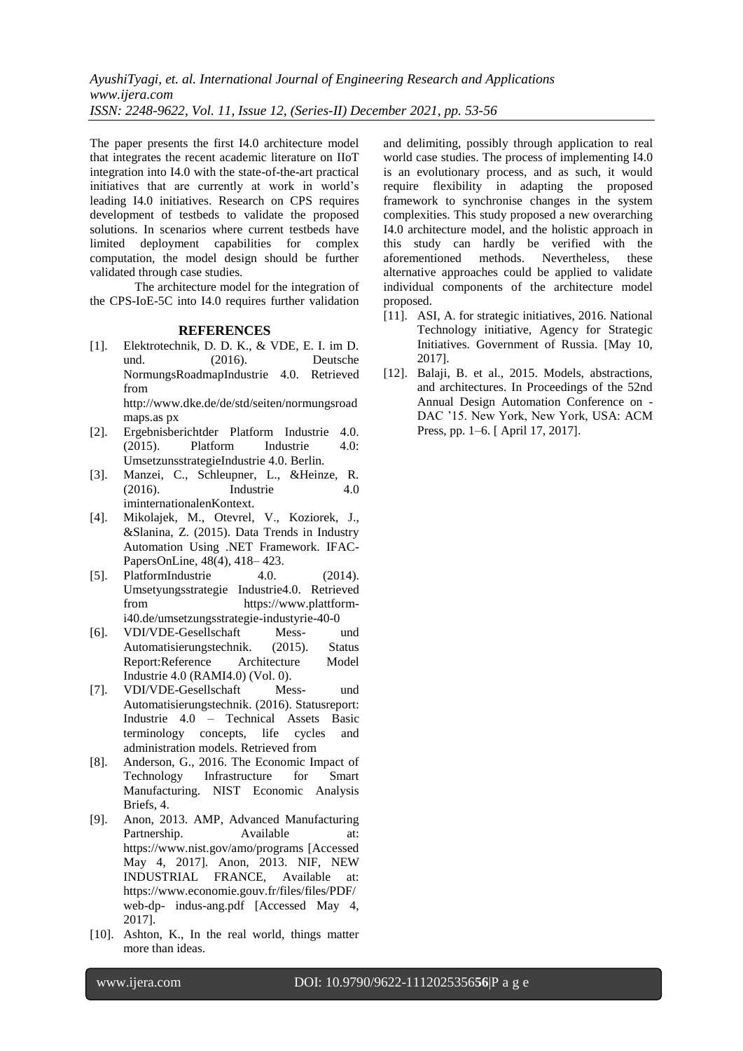The paper presents the first I4.0 architecture model that integrates the recent academic literature on IIoT integration into I4.0 with the state-of-the-art practical initiatives that are currently at work in world's leading I4.0 initiatives. Research on CPS requires development of testbeds to validate the proposed solutions. In scenarios where current testbeds have limited deployment capabilities for complex computation, the model design should be further validated through case studies.

The architecture model for the integration of the CPS-IoE-5C into I4.0 requires further validation and delimiting, possibly through application to real world case studies. The process of implementing I4.0 is an evolutionary process, and as such, it would require flexibility in adapting the proposed framework to synchronise changes in the system complexities. This study proposed a new overarching I4.0 architecture model, and the holistic approach in this study can hardly be verified with the aforementioned methods. Nevertheless, these alternative approaches could be applied to validate individual components of the architecture model proposed.

## REFERENCES

[1]. Elektrotechnik, D. D. K., & VDE, E. I. im D. und. (2016). Deutsche NormungsRoadmapIndustrie 4.0. Retrieved from http://www.dke.de/de/std/seiten/normungsroadmaps.as px

[2]. Ergebnisberichtder Platform Industrie 4.0. (2015). Platform Industrie 4.0: UmsetzunsstrategieIndustrie 4.0. Berlin.

[3]. Manzei, C., Schleupner, L., &Heinze, R. (2016). Industrie 4.0 iminternationalenKontext.

[4]. Mikolajek, M., Otevrel, V., Koziorek, J., &Slanina, Z. (2015). Data Trends in Industry Automation Using .NET Framework. IFAC-PapersOnLine, 48(4), 418– 423.

[5]. PlatformIndustrie 4.0. (2014). Umsetyungsstrategie Industrie4.0. Retrieved from https://www.plattform-i40.de/umsetzungsstrategie-industyrie-40-0

[6]. VDI/VDE-Gesellschaft Mess- und Automatisierungstechnik. (2015). Status Report:Reference Architecture Model Industrie 4.0 (RAMI4.0) (Vol. 0).

[7]. VDI/VDE-Gesellschaft Mess- und Automatisierungstechnik. (2016). Statusreport: Industrie 4.0 – Technical Assets Basic terminology concepts, life cycles and administration models. Retrieved from

[8]. Anderson, G., 2016. The Economic Impact of Technology Infrastructure for Smart Manufacturing. NIST Economic Analysis Briefs, 4.

[9]. Anon, 2013. AMP, Advanced Manufacturing Partnership. Available at: https://www.nist.gov/amo/programs [Accessed May 4, 2017]. Anon, 2013. NIF, NEW INDUSTRIAL FRANCE, Available at: https://www.economie.gouv.fr/files/files/PDF/web-dp- indus-ang.pdf [Accessed May 4, 2017].

[10]. Ashton, K., In the real world, things matter more than ideas.

[11]. ASI, A. for strategic initiatives, 2016. National Technology initiative, Agency for Strategic Initiatives. Government of Russia. [May 10, 2017].

[12]. Balaji, B. et al., 2015. Models, abstractions, and architectures. In Proceedings of the 52nd Annual Design Automation Conference on - DAC '15. New York, New York, USA: ACM Press, pp. 1–6. [ April 17, 2017].